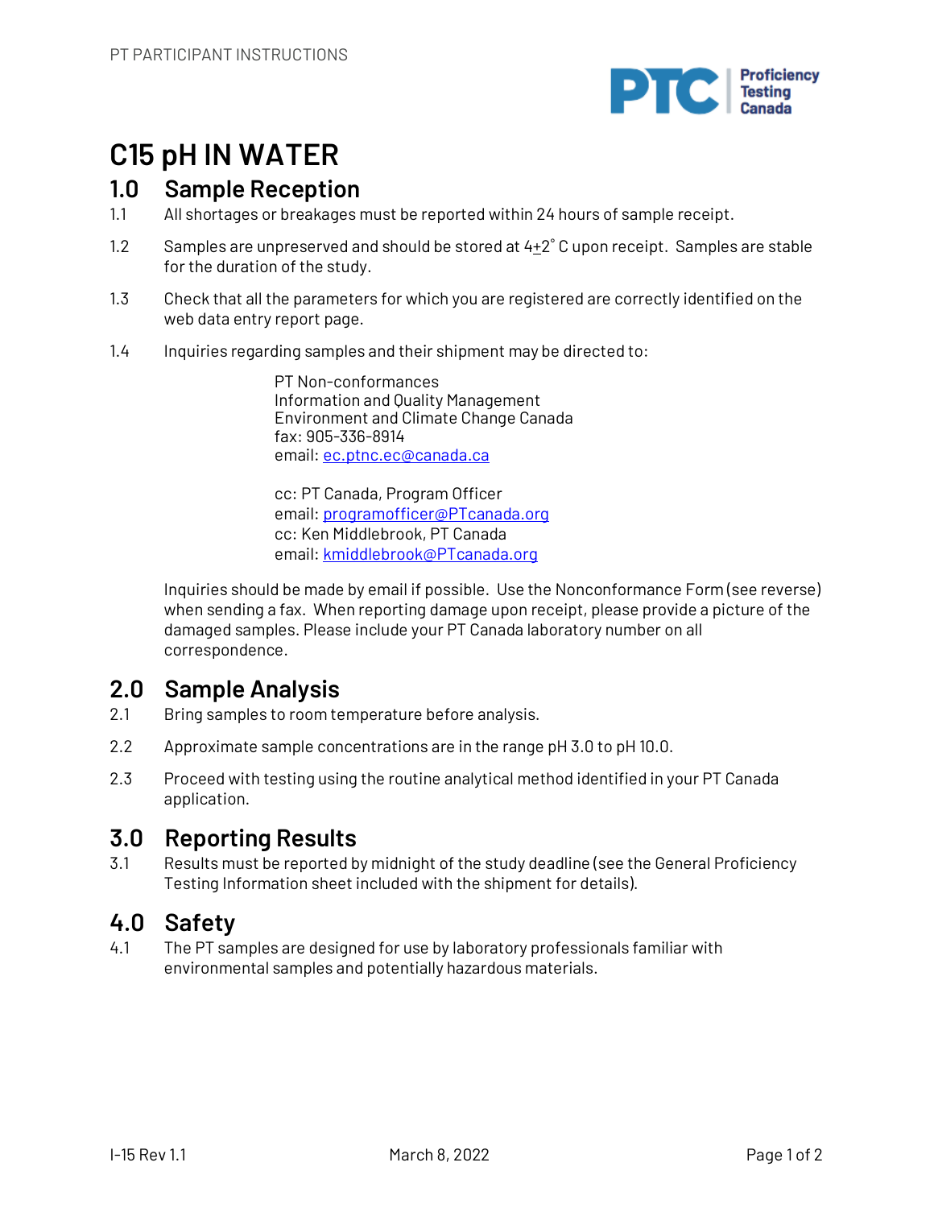PT PARTICIPANT INSTRUCTIONS

# C15 pH IN WATER

## 1.0 Sample Reception

1.1 All shortages or breakages must be reported within 24 hours of sample receipt.

1.2 Samples are unpreserved and should be stored at $4\pm2^{\circ}$ C upon receipt. Samples are stable for the duration of the study.

1.3 Check that all the parameters for which you are registered are correctly identified on the web data entry report page.

1.4 Inquiries regarding samples and their shipment may be directed to:

PT Non-conformances
Information and Quality Management
Environment and Climate Change Canada
fax: 905-336-8914
email: ec.ptnc.ec@canada.ca

cc: PT Canada, Program Officer
email: programofficer@PTcanada.org
cc: Ken Middlebrook, PT Canada
email: kmiddlebrook@PTcanada.org

Inquiries should be made by email if possible. Use the Nonconformance Form (see reverse) when sending a fax. When reporting damage upon receipt, please provide a picture of the damaged samples. Please include your PT Canada laboratory number on all correspondence.

## 2.0 Sample Analysis

2.1 Bring samples to room temperature before analysis.

2.2 Approximate sample concentrations are in the range pH 3.0 to pH 10.0.

2.3 Proceed with testing using the routine analytical method identified in your PT Canada application.

## 3.0 Reporting Results

3.1 Results must be reported by midnight of the study deadline (see the General Proficiency Testing Information sheet included with the shipment for details).

## 4.0 Safety

4.1 The PT samples are designed for use by laboratory professionals familiar with environmental samples and potentially hazardous materials.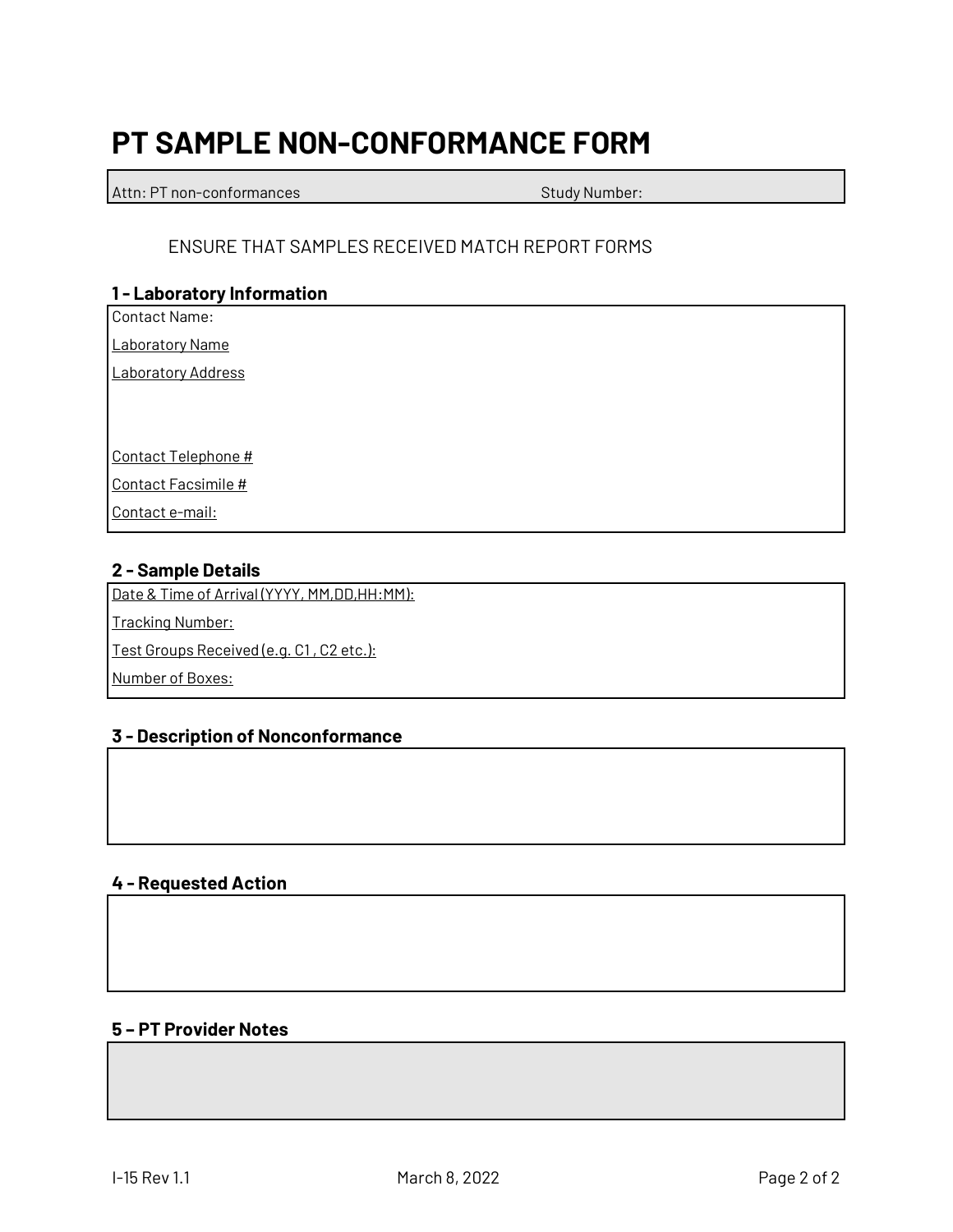# PT SAMPLE NON-CONFORMANCE FORM

Attn: PT non-conformances    Study Number:

ENSURE THAT SAMPLES RECEIVED MATCH REPORT FORMS

## 1 - Laboratory Information

Contact Name:

Laboratory Name

Laboratory Address

Contact Telephone #

Contact Facsimile #

Contact e-mail:

## 2 - Sample Details

Date & Time of Arrival (YYYY, MM,DD,HH:MM):

Tracking Number:

Test Groups Received (e.g. C1 , C2 etc.):

Number of Boxes:

## 3 - Description of Nonconformance

## 4 - Requested Action

## 5 – PT Provider Notes

I-15 Rev 1.1    March 8, 2022